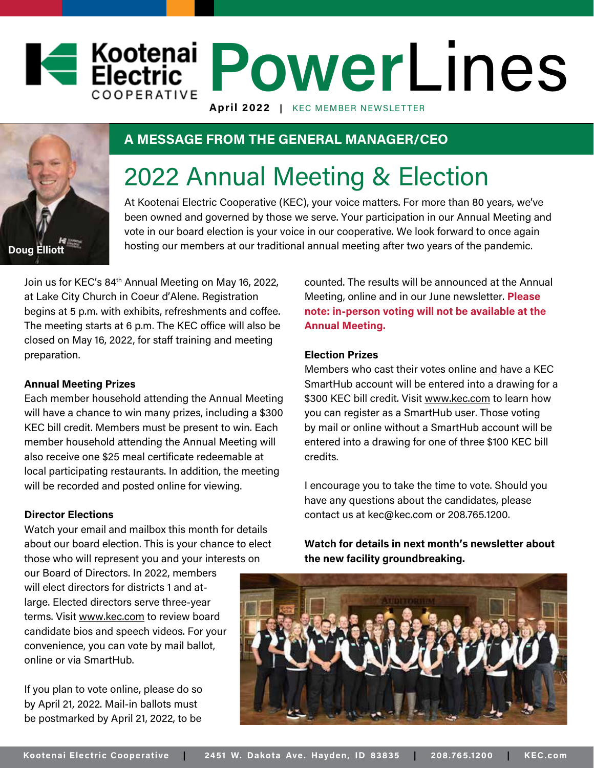# Kootenai Electric Cooperative PowerLines

**April 2022** | KEC MEMBER NEWSLETTER

## A MESSAGE FROM THE GENERAL MANAGER/CEO

Doug Elliott

## 2022 Annual Meeting & Election

At Kootenai Electric Cooperative (KEC), your voice matters. For more than 80 years, we've been owned and governed by those we serve. Your participation in our Annual Meeting and vote in our board election is your voice in our cooperative. We look forward to once again hosting our members at our traditional annual meeting after two years of the pandemic.

Join us for KEC's 84th Annual Meeting on May 16, 2022, at Lake City Church in Coeur d'Alene. Registration begins at 5 p.m. with exhibits, refreshments and coffee. The meeting starts at 6 p.m. The KEC office will also be closed on May 16, 2022, for staff training and meeting preparation.

**Annual Meeting Prizes**

Each member household attending the Annual Meeting will have a chance to win many prizes, including a $300 KEC bill credit. Members must be present to win. Each member household attending the Annual Meeting will also receive one $25 meal certificate redeemable at local participating restaurants. In addition, the meeting will be recorded and posted online for viewing.

**Director Elections**

Watch your email and mailbox this month for details about our board election. This is your chance to elect those who will represent you and your interests on our Board of Directors. In 2022, members will elect directors for districts 1 and at-large. Elected directors serve three-year terms. Visit www.kec.com to review board candidate bios and speech videos. For your convenience, you can vote by mail ballot, online or via SmartHub.

If you plan to vote online, please do so by April 21, 2022. Mail-in ballots must be postmarked by April 21, 2022, to be counted. The results will be announced at the Annual Meeting, online and in our June newsletter. **Please note: in-person voting will not be available at the Annual Meeting.**

**Election Prizes**

Members who cast their votes online and have a KEC SmartHub account will be entered into a drawing for a $300 KEC bill credit. Visit www.kec.com to learn how you can register as a SmartHub user. Those voting by mail or online without a SmartHub account will be entered into a drawing for one of three $100 KEC bill credits.

I encourage you to take the time to vote. Should you have any questions about the candidates, please contact us at kec@kec.com or 208.765.1200.

**Watch for details in next month's newsletter about the new facility groundbreaking.**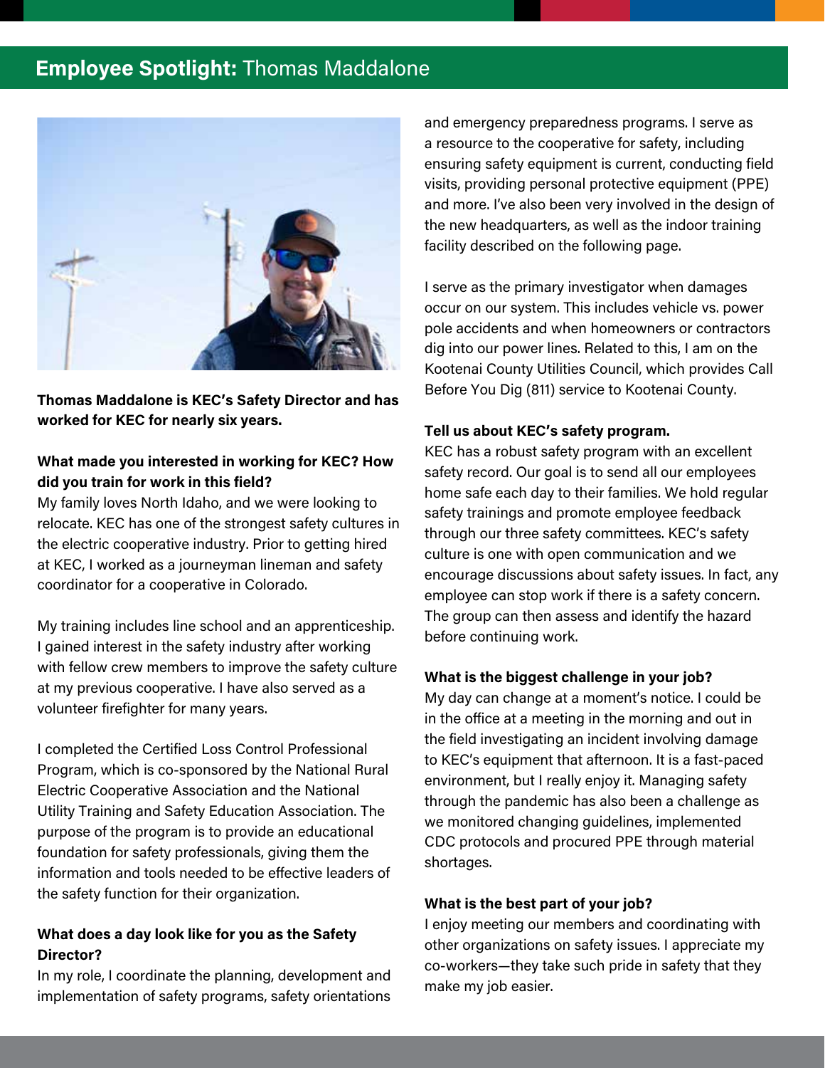## **Employee Spotlight:** Thomas Maddalone

**Thomas Maddalone is KEC's Safety Director and has worked for KEC for nearly six years.**

**What made you interested in working for KEC? How did you train for work in this field?**

My family loves North Idaho, and we were looking to relocate. KEC has one of the strongest safety cultures in the electric cooperative industry. Prior to getting hired at KEC, I worked as a journeyman lineman and safety coordinator for a cooperative in Colorado.

My training includes line school and an apprenticeship. I gained interest in the safety industry after working with fellow crew members to improve the safety culture at my previous cooperative. I have also served as a volunteer firefighter for many years.

I completed the Certified Loss Control Professional Program, which is co-sponsored by the National Rural Electric Cooperative Association and the National Utility Training and Safety Education Association. The purpose of the program is to provide an educational foundation for safety professionals, giving them the information and tools needed to be effective leaders of the safety function for their organization.

**What does a day look like for you as the Safety Director?**

In my role, I coordinate the planning, development and implementation of safety programs, safety orientations and emergency preparedness programs. I serve as a resource to the cooperative for safety, including ensuring safety equipment is current, conducting field visits, providing personal protective equipment (PPE) and more. I've also been very involved in the design of the new headquarters, as well as the indoor training facility described on the following page.

I serve as the primary investigator when damages occur on our system. This includes vehicle vs. power pole accidents and when homeowners or contractors dig into our power lines. Related to this, I am on the Kootenai County Utilities Council, which provides Call Before You Dig (811) service to Kootenai County.

**Tell us about KEC's safety program.**

KEC has a robust safety program with an excellent safety record. Our goal is to send all our employees home safe each day to their families. We hold regular safety trainings and promote employee feedback through our three safety committees. KEC's safety culture is one with open communication and we encourage discussions about safety issues. In fact, any employee can stop work if there is a safety concern. The group can then assess and identify the hazard before continuing work.

**What is the biggest challenge in your job?**

My day can change at a moment's notice. I could be in the office at a meeting in the morning and out in the field investigating an incident involving damage to KEC's equipment that afternoon. It is a fast-paced environment, but I really enjoy it. Managing safety through the pandemic has also been a challenge as we monitored changing guidelines, implemented CDC protocols and procured PPE through material shortages.

**What is the best part of your job?**

I enjoy meeting our members and coordinating with other organizations on safety issues. I appreciate my co-workers—they take such pride in safety that they make my job easier.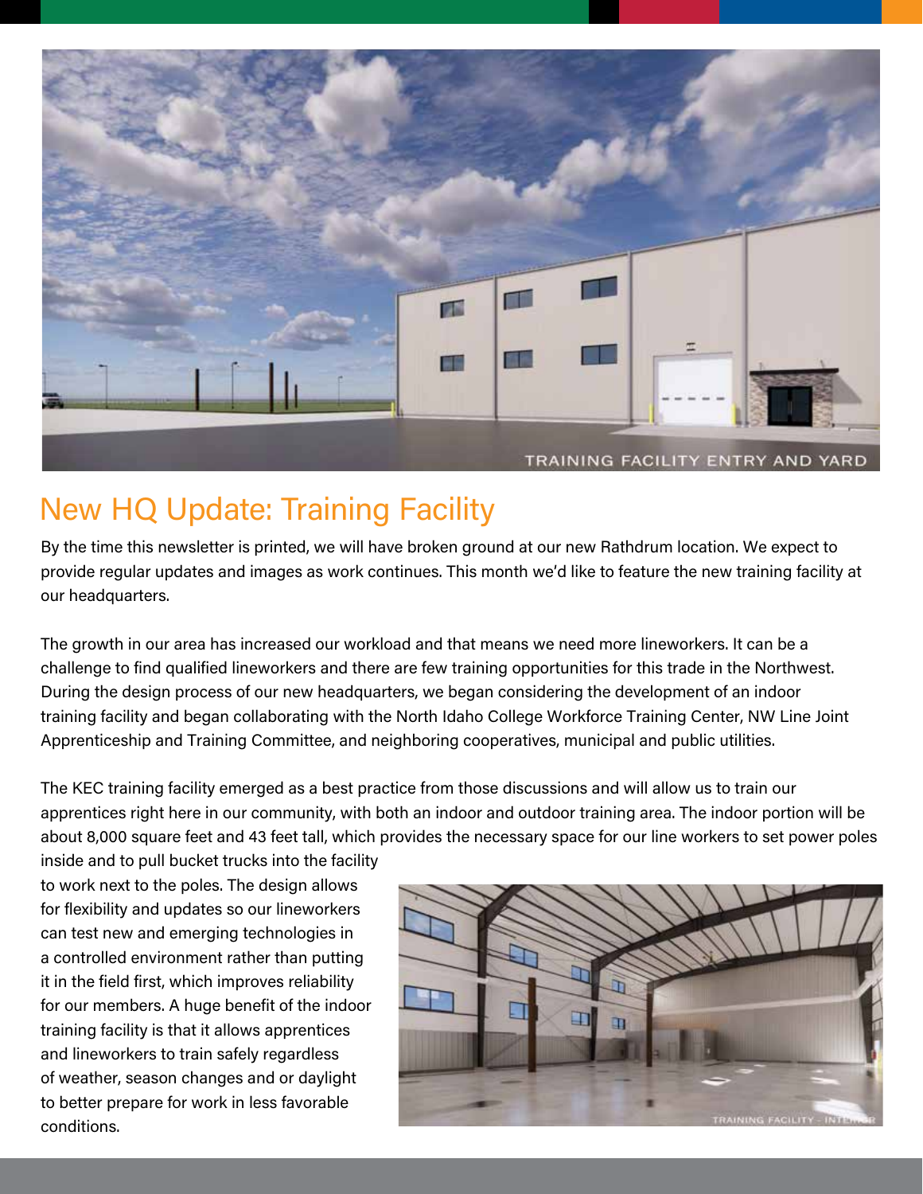TRAINING FACILITY ENTRY AND YARD

## New HQ Update: Training Facility

By the time this newsletter is printed, we will have broken ground at our new Rathdrum location. We expect to provide regular updates and images as work continues. This month we'd like to feature the new training facility at our headquarters.

The growth in our area has increased our workload and that means we need more lineworkers. It can be a challenge to find qualified lineworkers and there are few training opportunities for this trade in the Northwest. During the design process of our new headquarters, we began considering the development of an indoor training facility and began collaborating with the North Idaho College Workforce Training Center, NW Line Joint Apprenticeship and Training Committee, and neighboring cooperatives, municipal and public utilities.

The KEC training facility emerged as a best practice from those discussions and will allow us to train our apprentices right here in our community, with both an indoor and outdoor training area. The indoor portion will be about 8,000 square feet and 43 feet tall, which provides the necessary space for our line workers to set power poles inside and to pull bucket trucks into the facility to work next to the poles. The design allows for flexibility and updates so our lineworkers can test new and emerging technologies in a controlled environment rather than putting it in the field first, which improves reliability for our members. A huge benefit of the indoor training facility is that it allows apprentices and lineworkers to train safely regardless of weather, season changes and or daylight to better prepare for work in less favorable conditions.

TRAINING FACILITY - INTERIOR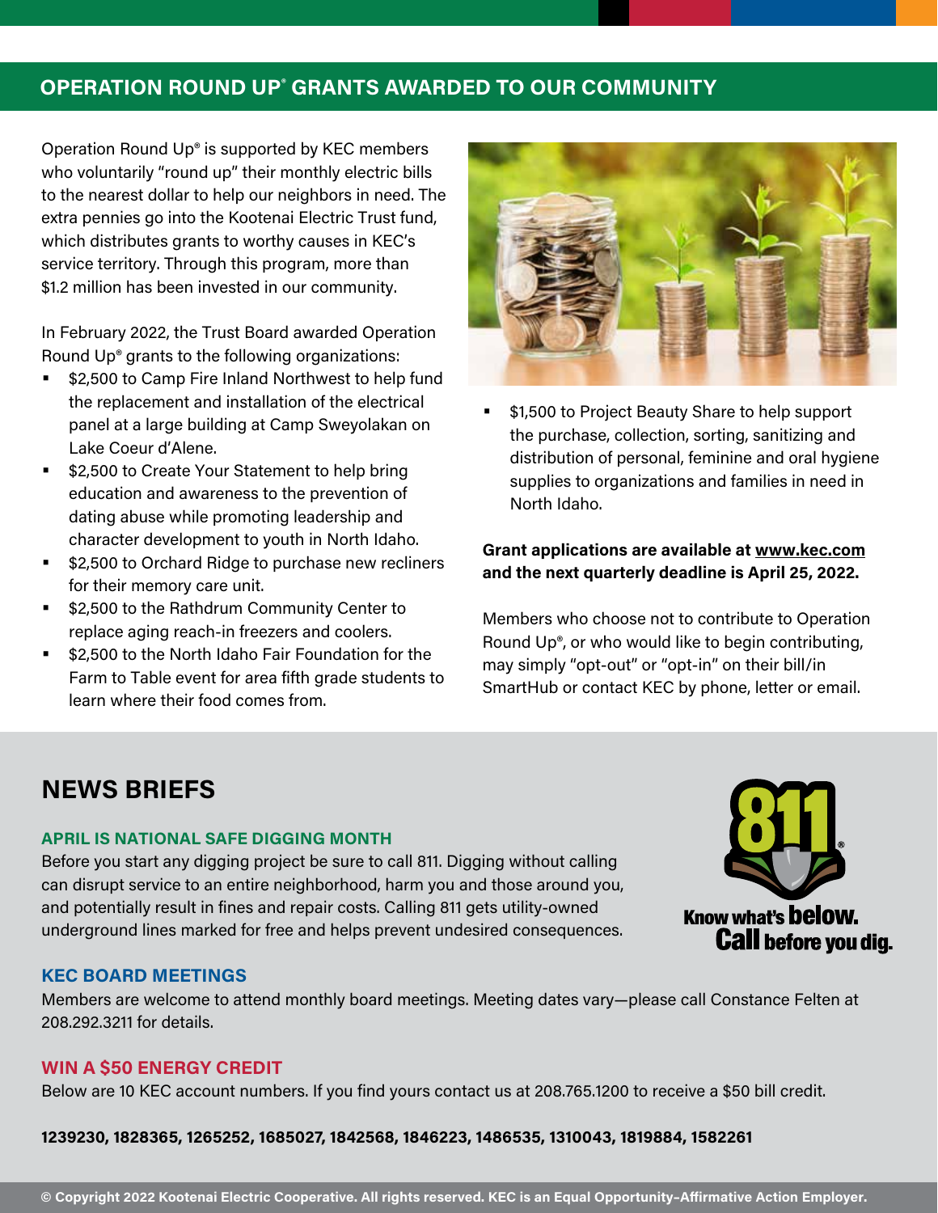## OPERATION ROUND UP® GRANTS AWARDED TO OUR COMMUNITY

Operation Round Up® is supported by KEC members who voluntarily "round up" their monthly electric bills to the nearest dollar to help our neighbors in need. The extra pennies go into the Kootenai Electric Trust fund, which distributes grants to worthy causes in KEC's service territory. Through this program, more than $1.2 million has been invested in our community.

In February 2022, the Trust Board awarded Operation Round Up® grants to the following organizations:

- $2,500 to Camp Fire Inland Northwest to help fund the replacement and installation of the electrical panel at a large building at Camp Sweyolakan on Lake Coeur d'Alene.
- $2,500 to Create Your Statement to help bring education and awareness to the prevention of dating abuse while promoting leadership and character development to youth in North Idaho.
- $2,500 to Orchard Ridge to purchase new recliners for their memory care unit.
- $2,500 to the Rathdrum Community Center to replace aging reach-in freezers and coolers.
- $2,500 to the North Idaho Fair Foundation for the Farm to Table event for area fifth grade students to learn where their food comes from.
- $1,500 to Project Beauty Share to help support the purchase, collection, sorting, sanitizing and distribution of personal, feminine and oral hygiene supplies to organizations and families in need in North Idaho.

**Grant applications are available at www.kec.com and the next quarterly deadline is April 25, 2022.**

Members who choose not to contribute to Operation Round Up®, or who would like to begin contributing, may simply "opt-out" or "opt-in" on their bill/in SmartHub or contact KEC by phone, letter or email.

## NEWS BRIEFS

### APRIL IS NATIONAL SAFE DIGGING MONTH

Before you start any digging project be sure to call 811. Digging without calling can disrupt service to an entire neighborhood, harm you and those around you, and potentially result in fines and repair costs. Calling 811 gets utility-owned underground lines marked for free and helps prevent undesired consequences.

811® Know what's below. Call before you dig.

### KEC BOARD MEETINGS

Members are welcome to attend monthly board meetings. Meeting dates vary—please call Constance Felten at 208.292.3211 for details.

### WIN A $50 ENERGY CREDIT

Below are 10 KEC account numbers. If you find yours contact us at 208.765.1200 to receive a $50 bill credit.

**1239230, 1828365, 1265252, 1685027, 1842568, 1846223, 1486535, 1310043, 1819884, 1582261**

© Copyright 2022 Kootenai Electric Cooperative. All rights reserved. KEC is an Equal Opportunity-Affirmative Action Employer.